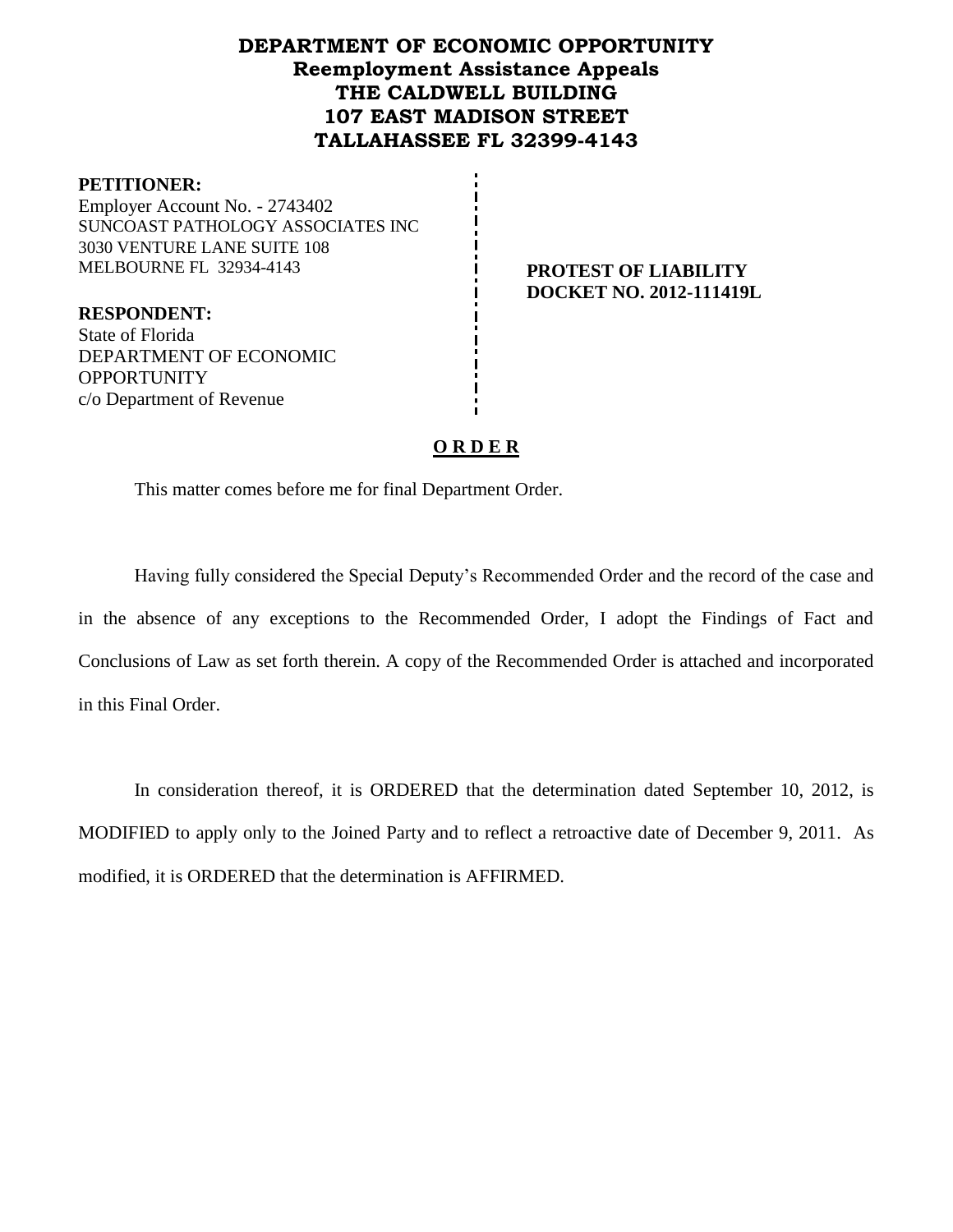# DEPARTMENT OF ECONOMIC OPPORTUNITY
## Reemployment Assistance Appeals
## THE CALDWELL BUILDING
## 107 EAST MADISON STREET
## TALLAHASSEE FL 32399-4143

**PETITIONER:**
Employer Account No. - 2743402
SUNCOAST PATHOLOGY ASSOCIATES INC
3030 VENTURE LANE SUITE 108
MELBOURNE FL 32934-4143

**PROTEST OF LIABILITY**
**DOCKET NO. 2012-111419L**

**RESPONDENT:**
State of Florida
DEPARTMENT OF ECONOMIC OPPORTUNITY
c/o Department of Revenue

## O R D E R

This matter comes before me for final Department Order.

Having fully considered the Special Deputy's Recommended Order and the record of the case and in the absence of any exceptions to the Recommended Order, I adopt the Findings of Fact and Conclusions of Law as set forth therein. A copy of the Recommended Order is attached and incorporated in this Final Order.

In consideration thereof, it is ORDERED that the determination dated September 10, 2012, is MODIFIED to apply only to the Joined Party and to reflect a retroactive date of December 9, 2011. As modified, it is ORDERED that the determination is AFFIRMED.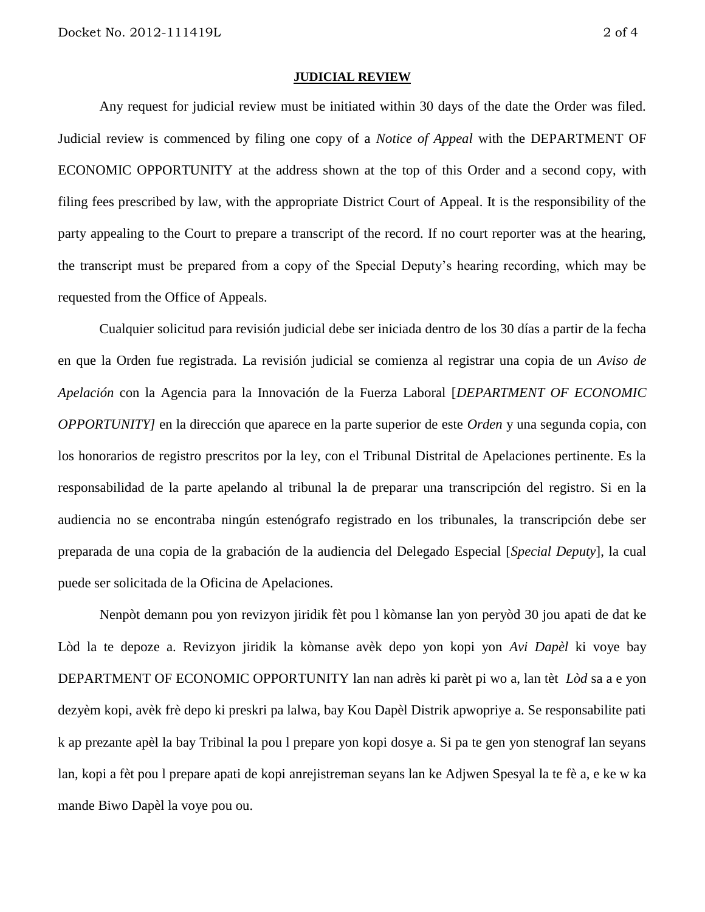## JUDICIAL REVIEW

Any request for judicial review must be initiated within 30 days of the date the Order was filed. Judicial review is commenced by filing one copy of a *Notice of Appeal* with the DEPARTMENT OF ECONOMIC OPPORTUNITY at the address shown at the top of this Order and a second copy, with filing fees prescribed by law, with the appropriate District Court of Appeal. It is the responsibility of the party appealing to the Court to prepare a transcript of the record. If no court reporter was at the hearing, the transcript must be prepared from a copy of the Special Deputy's hearing recording, which may be requested from the Office of Appeals.

Cualquier solicitud para revisión judicial debe ser iniciada dentro de los 30 días a partir de la fecha en que la Orden fue registrada. La revisión judicial se comienza al registrar una copia de un *Aviso de Apelación* con la Agencia para la Innovación de la Fuerza Laboral [*DEPARTMENT OF ECONOMIC OPPORTUNITY]* en la dirección que aparece en la parte superior de este *Orden* y una segunda copia, con los honorarios de registro prescritos por la ley, con el Tribunal Distrital de Apelaciones pertinente. Es la responsabilidad de la parte apelando al tribunal la de preparar una transcripción del registro. Si en la audiencia no se encontraba ningún estenógrafo registrado en los tribunales, la transcripción debe ser preparada de una copia de la grabación de la audiencia del Delegado Especial [*Special Deputy*], la cual puede ser solicitada de la Oficina de Apelaciones.

Nenpòt demann pou yon revizyon jiridik fèt pou l kòmanse lan yon peryòd 30 jou apati de dat ke Lòd la te depoze a. Revizyon jiridik la kòmanse avèk depo yon kopi yon *Avi Dapèl* ki voye bay DEPARTMENT OF ECONOMIC OPPORTUNITY lan nan adrès ki parèt pi wo a, lan tèt *Lòd* sa a e yon dezyèm kopi, avèk frè depo ki preskri pa lalwa, bay Kou Dapèl Distrik apwopriye a. Se responsabilite pati k ap prezante apèl la bay Tribinal la pou l prepare yon kopi dosye a. Si pa te gen yon stenograf lan seyans lan, kopi a fèt pou l prepare apati de kopi anrejistreman seyans lan ke Adjwen Spesyal la te fè a, e ke w ka mande Biwo Dapèl la voye pou ou.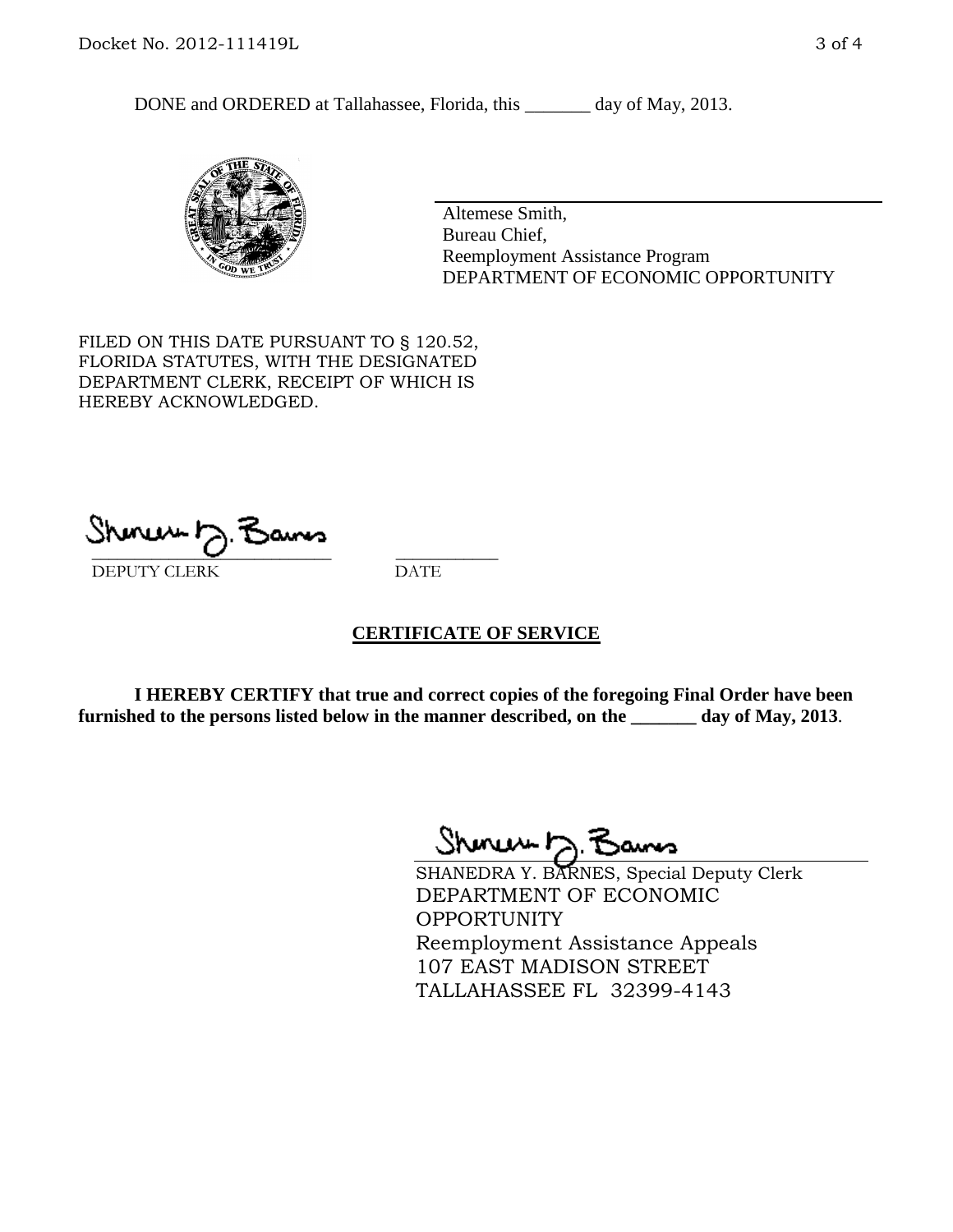DONE and ORDERED at Tallahassee, Florida, this _______ day of May, 2013.

Altemese Smith,
Bureau Chief,
Reemployment Assistance Program
DEPARTMENT OF ECONOMIC OPPORTUNITY

FILED ON THIS DATE PURSUANT TO § 120.52, FLORIDA STATUTES, WITH THE DESIGNATED DEPARTMENT CLERK, RECEIPT OF WHICH IS HEREBY ACKNOWLEDGED.

___________________________ ___________
DEPUTY CLERK DATE

## CERTIFICATE OF SERVICE

**I HEREBY CERTIFY that true and correct copies of the foregoing Final Order have been furnished to the persons listed below in the manner described, on the _______ day of May, 2013**.

SHANEDRA Y. BARNES, Special Deputy Clerk
DEPARTMENT OF ECONOMIC OPPORTUNITY
Reemployment Assistance Appeals
107 EAST MADISON STREET
TALLAHASSEE FL 32399-4143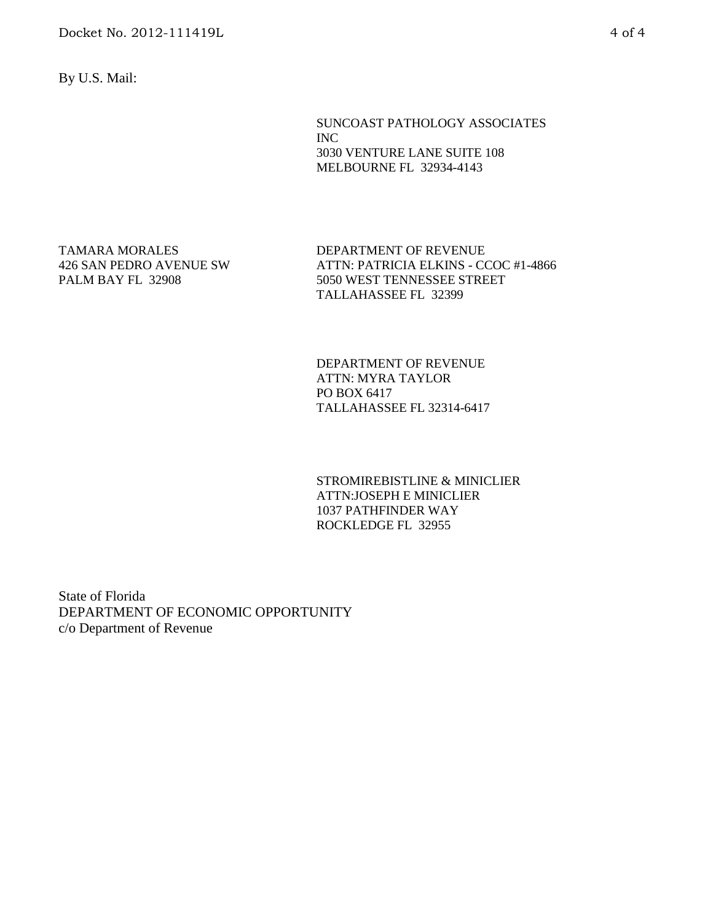By U.S. Mail:

SUNCOAST PATHOLOGY ASSOCIATES
INC
3030 VENTURE LANE SUITE 108
MELBOURNE FL 32934-4143

TAMARA MORALES
426 SAN PEDRO AVENUE SW
PALM BAY FL 32908

DEPARTMENT OF REVENUE
ATTN: PATRICIA ELKINS - CCOC #1-4866
5050 WEST TENNESSEE STREET
TALLAHASSEE FL 32399

DEPARTMENT OF REVENUE
ATTN: MYRA TAYLOR
PO BOX 6417
TALLAHASSEE FL 32314-6417

STROMIREBISTLINE & MINICLIER
ATTN:JOSEPH E MINICLIER
1037 PATHFINDER WAY
ROCKLEDGE FL 32955

State of Florida
DEPARTMENT OF ECONOMIC OPPORTUNITY
c/o Department of Revenue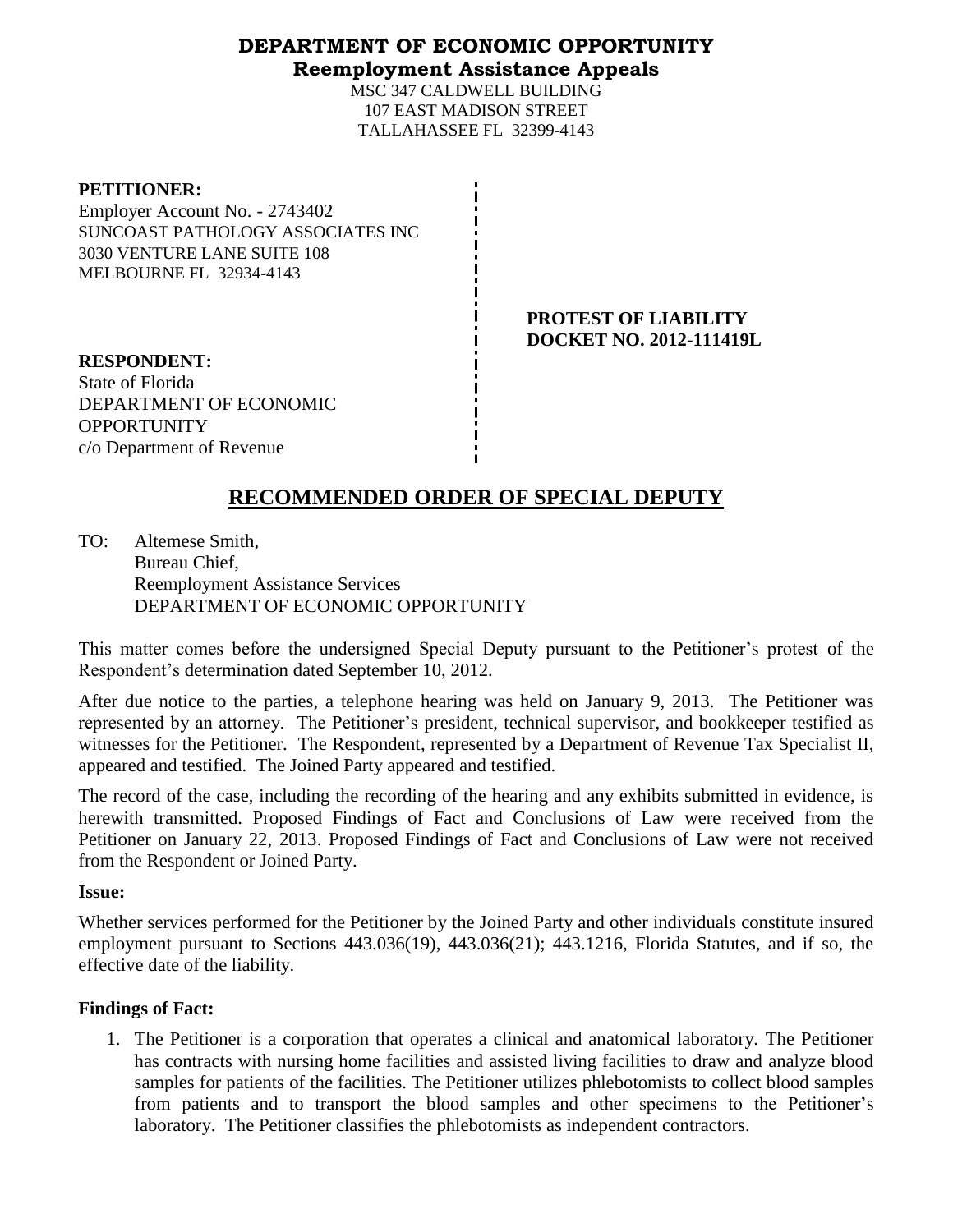# DEPARTMENT OF ECONOMIC OPPORTUNITY
## Reemployment Assistance Appeals

MSC 347 CALDWELL BUILDING
107 EAST MADISON STREET
TALLAHASSEE FL 32399-4143

**PETITIONER:**
Employer Account No. - 2743402
SUNCOAST PATHOLOGY ASSOCIATES INC
3030 VENTURE LANE SUITE 108
MELBOURNE FL 32934-4143

**PROTEST OF LIABILITY**
**DOCKET NO. 2012-111419L**

**RESPONDENT:**
State of Florida
DEPARTMENT OF ECONOMIC OPPORTUNITY
c/o Department of Revenue

# RECOMMENDED ORDER OF SPECIAL DEPUTY

TO: Altemese Smith,
Bureau Chief,
Reemployment Assistance Services
DEPARTMENT OF ECONOMIC OPPORTUNITY

This matter comes before the undersigned Special Deputy pursuant to the Petitioner's protest of the Respondent's determination dated September 10, 2012.

After due notice to the parties, a telephone hearing was held on January 9, 2013. The Petitioner was represented by an attorney. The Petitioner's president, technical supervisor, and bookkeeper testified as witnesses for the Petitioner. The Respondent, represented by a Department of Revenue Tax Specialist II, appeared and testified. The Joined Party appeared and testified.

The record of the case, including the recording of the hearing and any exhibits submitted in evidence, is herewith transmitted. Proposed Findings of Fact and Conclusions of Law were received from the Petitioner on January 22, 2013. Proposed Findings of Fact and Conclusions of Law were not received from the Respondent or Joined Party.

**Issue:**

Whether services performed for the Petitioner by the Joined Party and other individuals constitute insured employment pursuant to Sections 443.036(19), 443.036(21); 443.1216, Florida Statutes, and if so, the effective date of the liability.

**Findings of Fact:**

1. The Petitioner is a corporation that operates a clinical and anatomical laboratory. The Petitioner has contracts with nursing home facilities and assisted living facilities to draw and analyze blood samples for patients of the facilities. The Petitioner utilizes phlebotomists to collect blood samples from patients and to transport the blood samples and other specimens to the Petitioner's laboratory. The Petitioner classifies the phlebotomists as independent contractors.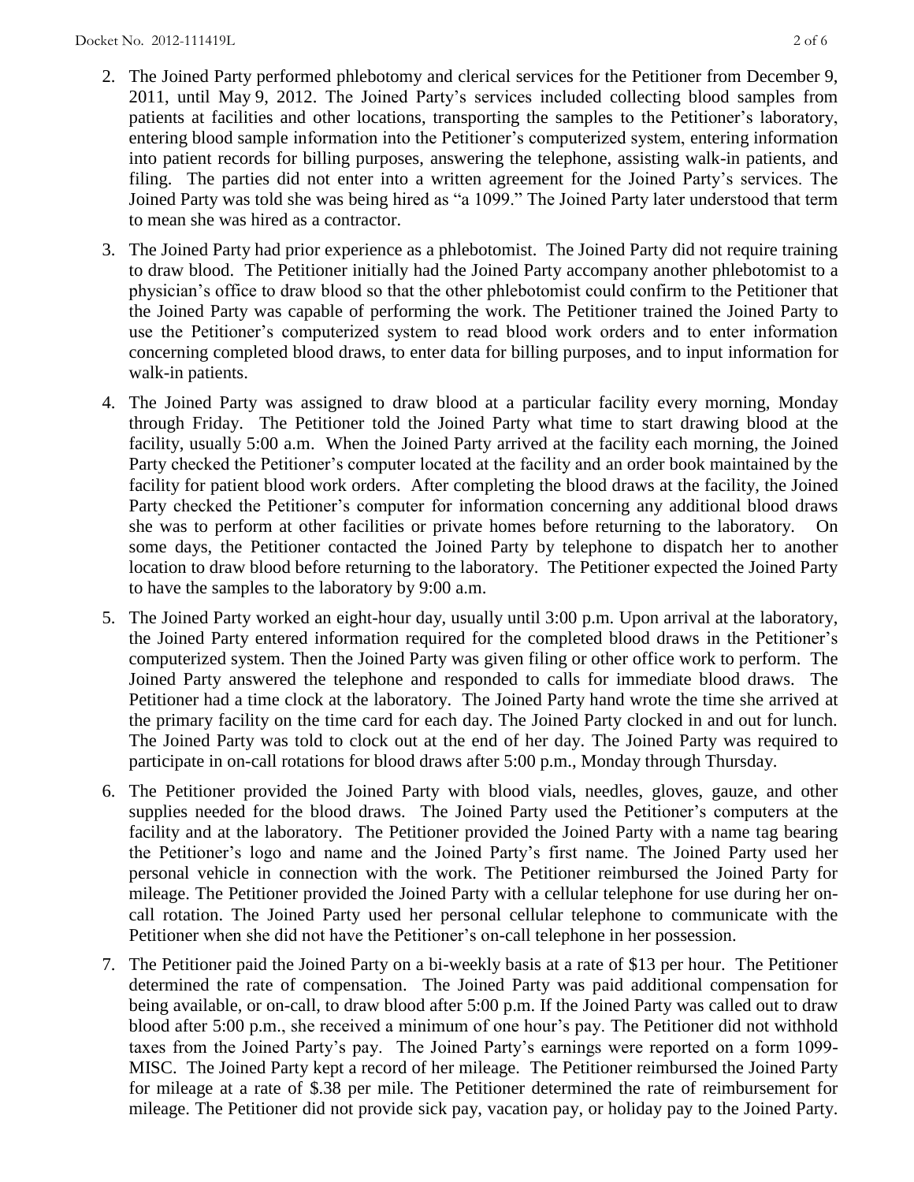2. The Joined Party performed phlebotomy and clerical services for the Petitioner from December 9, 2011, until May 9, 2012. The Joined Party's services included collecting blood samples from patients at facilities and other locations, transporting the samples to the Petitioner's laboratory, entering blood sample information into the Petitioner's computerized system, entering information into patient records for billing purposes, answering the telephone, assisting walk-in patients, and filing. The parties did not enter into a written agreement for the Joined Party's services. The Joined Party was told she was being hired as "a 1099." The Joined Party later understood that term to mean she was hired as a contractor.

3. The Joined Party had prior experience as a phlebotomist. The Joined Party did not require training to draw blood. The Petitioner initially had the Joined Party accompany another phlebotomist to a physician's office to draw blood so that the other phlebotomist could confirm to the Petitioner that the Joined Party was capable of performing the work. The Petitioner trained the Joined Party to use the Petitioner's computerized system to read blood work orders and to enter information concerning completed blood draws, to enter data for billing purposes, and to input information for walk-in patients.

4. The Joined Party was assigned to draw blood at a particular facility every morning, Monday through Friday. The Petitioner told the Joined Party what time to start drawing blood at the facility, usually 5:00 a.m. When the Joined Party arrived at the facility each morning, the Joined Party checked the Petitioner's computer located at the facility and an order book maintained by the facility for patient blood work orders. After completing the blood draws at the facility, the Joined Party checked the Petitioner's computer for information concerning any additional blood draws she was to perform at other facilities or private homes before returning to the laboratory. On some days, the Petitioner contacted the Joined Party by telephone to dispatch her to another location to draw blood before returning to the laboratory. The Petitioner expected the Joined Party to have the samples to the laboratory by 9:00 a.m.

5. The Joined Party worked an eight-hour day, usually until 3:00 p.m. Upon arrival at the laboratory, the Joined Party entered information required for the completed blood draws in the Petitioner's computerized system. Then the Joined Party was given filing or other office work to perform. The Joined Party answered the telephone and responded to calls for immediate blood draws. The Petitioner had a time clock at the laboratory. The Joined Party hand wrote the time she arrived at the primary facility on the time card for each day. The Joined Party clocked in and out for lunch. The Joined Party was told to clock out at the end of her day. The Joined Party was required to participate in on-call rotations for blood draws after 5:00 p.m., Monday through Thursday.

6. The Petitioner provided the Joined Party with blood vials, needles, gloves, gauze, and other supplies needed for the blood draws. The Joined Party used the Petitioner's computers at the facility and at the laboratory. The Petitioner provided the Joined Party with a name tag bearing the Petitioner's logo and name and the Joined Party's first name. The Joined Party used her personal vehicle in connection with the work. The Petitioner reimbursed the Joined Party for mileage. The Petitioner provided the Joined Party with a cellular telephone for use during her on-call rotation. The Joined Party used her personal cellular telephone to communicate with the Petitioner when she did not have the Petitioner's on-call telephone in her possession.

7. The Petitioner paid the Joined Party on a bi-weekly basis at a rate of $13 per hour. The Petitioner determined the rate of compensation. The Joined Party was paid additional compensation for being available, or on-call, to draw blood after 5:00 p.m. If the Joined Party was called out to draw blood after 5:00 p.m., she received a minimum of one hour's pay. The Petitioner did not withhold taxes from the Joined Party's pay. The Joined Party's earnings were reported on a form 1099-MISC. The Joined Party kept a record of her mileage. The Petitioner reimbursed the Joined Party for mileage at a rate of $.38 per mile. The Petitioner determined the rate of reimbursement for mileage. The Petitioner did not provide sick pay, vacation pay, or holiday pay to the Joined Party.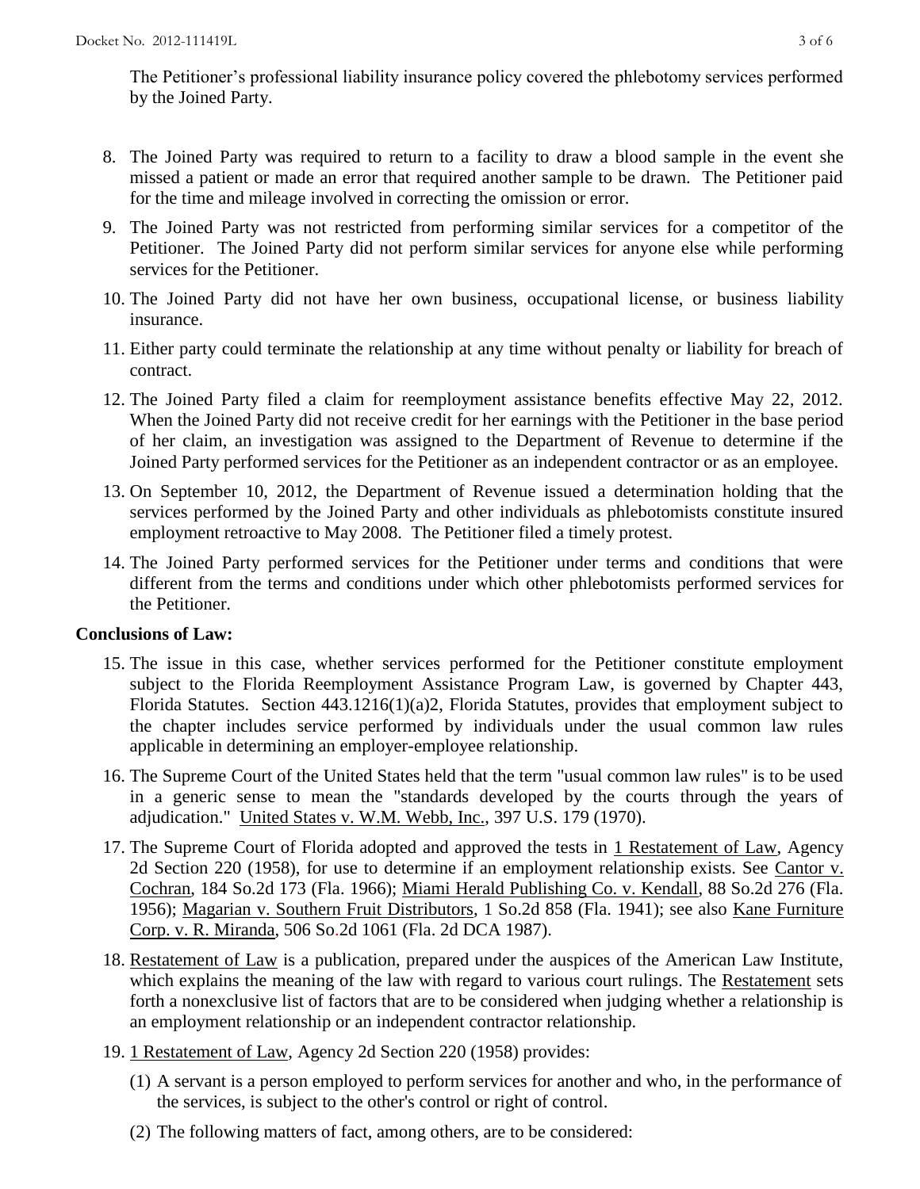The Petitioner's professional liability insurance policy covered the phlebotomy services performed by the Joined Party.

8. The Joined Party was required to return to a facility to draw a blood sample in the event she missed a patient or made an error that required another sample to be drawn. The Petitioner paid for the time and mileage involved in correcting the omission or error.

9. The Joined Party was not restricted from performing similar services for a competitor of the Petitioner. The Joined Party did not perform similar services for anyone else while performing services for the Petitioner.

10. The Joined Party did not have her own business, occupational license, or business liability insurance.

11. Either party could terminate the relationship at any time without penalty or liability for breach of contract.

12. The Joined Party filed a claim for reemployment assistance benefits effective May 22, 2012. When the Joined Party did not receive credit for her earnings with the Petitioner in the base period of her claim, an investigation was assigned to the Department of Revenue to determine if the Joined Party performed services for the Petitioner as an independent contractor or as an employee.

13. On September 10, 2012, the Department of Revenue issued a determination holding that the services performed by the Joined Party and other individuals as phlebotomists constitute insured employment retroactive to May 2008. The Petitioner filed a timely protest.

14. The Joined Party performed services for the Petitioner under terms and conditions that were different from the terms and conditions under which other phlebotomists performed services for the Petitioner.

**Conclusions of Law:**

15. The issue in this case, whether services performed for the Petitioner constitute employment subject to the Florida Reemployment Assistance Program Law, is governed by Chapter 443, Florida Statutes. Section 443.1216(1)(a)2, Florida Statutes, provides that employment subject to the chapter includes service performed by individuals under the usual common law rules applicable in determining an employer-employee relationship.

16. The Supreme Court of the United States held that the term "usual common law rules" is to be used in a generic sense to mean the "standards developed by the courts through the years of adjudication." United States v. W.M. Webb, Inc., 397 U.S. 179 (1970).

17. The Supreme Court of Florida adopted and approved the tests in 1 Restatement of Law, Agency 2d Section 220 (1958), for use to determine if an employment relationship exists. See Cantor v. Cochran, 184 So.2d 173 (Fla. 1966); Miami Herald Publishing Co. v. Kendall, 88 So.2d 276 (Fla. 1956); Magarian v. Southern Fruit Distributors, 1 So.2d 858 (Fla. 1941); see also Kane Furniture Corp. v. R. Miranda, 506 So.2d 1061 (Fla. 2d DCA 1987).

18. Restatement of Law is a publication, prepared under the auspices of the American Law Institute, which explains the meaning of the law with regard to various court rulings. The Restatement sets forth a nonexclusive list of factors that are to be considered when judging whether a relationship is an employment relationship or an independent contractor relationship.

19. 1 Restatement of Law, Agency 2d Section 220 (1958) provides:

    (1) A servant is a person employed to perform services for another and who, in the performance of the services, is subject to the other's control or right of control.

    (2) The following matters of fact, among others, are to be considered: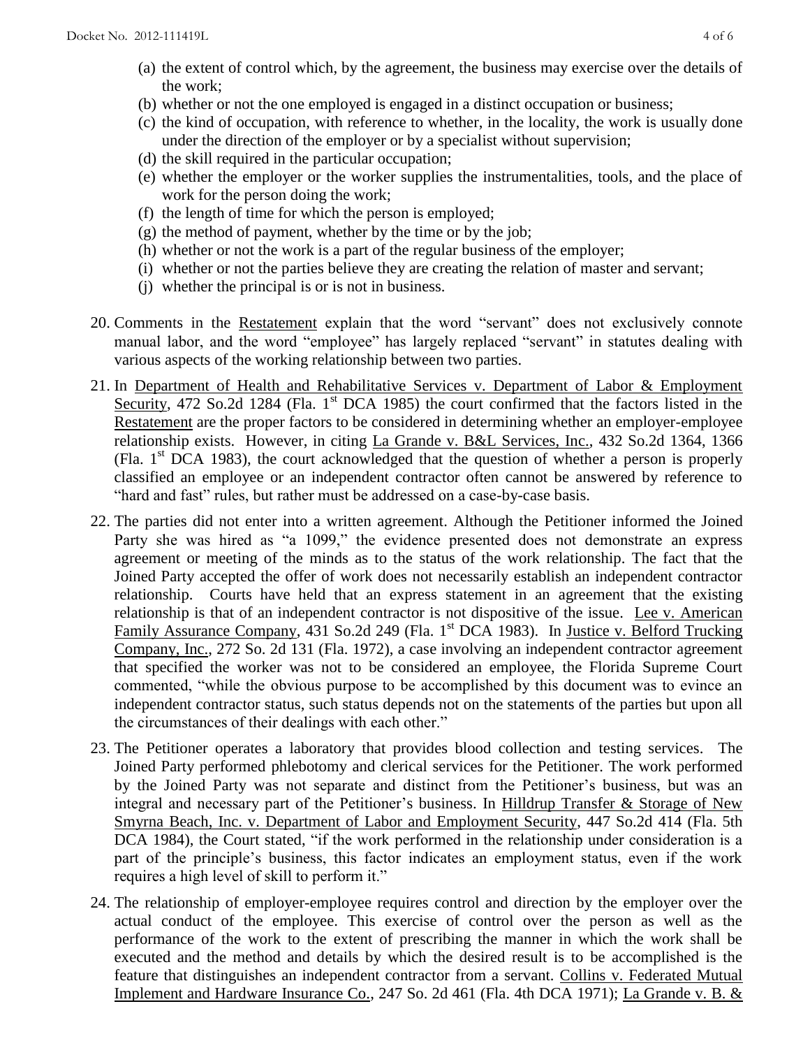(a) the extent of control which, by the agreement, the business may exercise over the details of the work;
(b) whether or not the one employed is engaged in a distinct occupation or business;
(c) the kind of occupation, with reference to whether, in the locality, the work is usually done under the direction of the employer or by a specialist without supervision;
(d) the skill required in the particular occupation;
(e) whether the employer or the worker supplies the instrumentalities, tools, and the place of work for the person doing the work;
(f) the length of time for which the person is employed;
(g) the method of payment, whether by the time or by the job;
(h) whether or not the work is a part of the regular business of the employer;
(i) whether or not the parties believe they are creating the relation of master and servant;
(j) whether the principal is or is not in business.

20. Comments in the Restatement explain that the word "servant" does not exclusively connote manual labor, and the word "employee" has largely replaced "servant" in statutes dealing with various aspects of the working relationship between two parties.

21. In Department of Health and Rehabilitative Services v. Department of Labor & Employment Security, 472 So.2d 1284 (Fla. 1st DCA 1985) the court confirmed that the factors listed in the Restatement are the proper factors to be considered in determining whether an employer-employee relationship exists. However, in citing La Grande v. B&L Services, Inc., 432 So.2d 1364, 1366 (Fla. 1st DCA 1983), the court acknowledged that the question of whether a person is properly classified an employee or an independent contractor often cannot be answered by reference to "hard and fast" rules, but rather must be addressed on a case-by-case basis.

22. The parties did not enter into a written agreement. Although the Petitioner informed the Joined Party she was hired as "a 1099," the evidence presented does not demonstrate an express agreement or meeting of the minds as to the status of the work relationship. The fact that the Joined Party accepted the offer of work does not necessarily establish an independent contractor relationship. Courts have held that an express statement in an agreement that the existing relationship is that of an independent contractor is not dispositive of the issue. Lee v. American Family Assurance Company, 431 So.2d 249 (Fla. 1st DCA 1983). In Justice v. Belford Trucking Company, Inc., 272 So. 2d 131 (Fla. 1972), a case involving an independent contractor agreement that specified the worker was not to be considered an employee, the Florida Supreme Court commented, "while the obvious purpose to be accomplished by this document was to evince an independent contractor status, such status depends not on the statements of the parties but upon all the circumstances of their dealings with each other."

23. The Petitioner operates a laboratory that provides blood collection and testing services. The Joined Party performed phlebotomy and clerical services for the Petitioner. The work performed by the Joined Party was not separate and distinct from the Petitioner's business, but was an integral and necessary part of the Petitioner's business. In Hilldrup Transfer & Storage of New Smyrna Beach, Inc. v. Department of Labor and Employment Security, 447 So.2d 414 (Fla. 5th DCA 1984), the Court stated, "if the work performed in the relationship under consideration is a part of the principle's business, this factor indicates an employment status, even if the work requires a high level of skill to perform it."

24. The relationship of employer-employee requires control and direction by the employer over the actual conduct of the employee. This exercise of control over the person as well as the performance of the work to the extent of prescribing the manner in which the work shall be executed and the method and details by which the desired result is to be accomplished is the feature that distinguishes an independent contractor from a servant. Collins v. Federated Mutual Implement and Hardware Insurance Co., 247 So. 2d 461 (Fla. 4th DCA 1971); La Grande v. B. &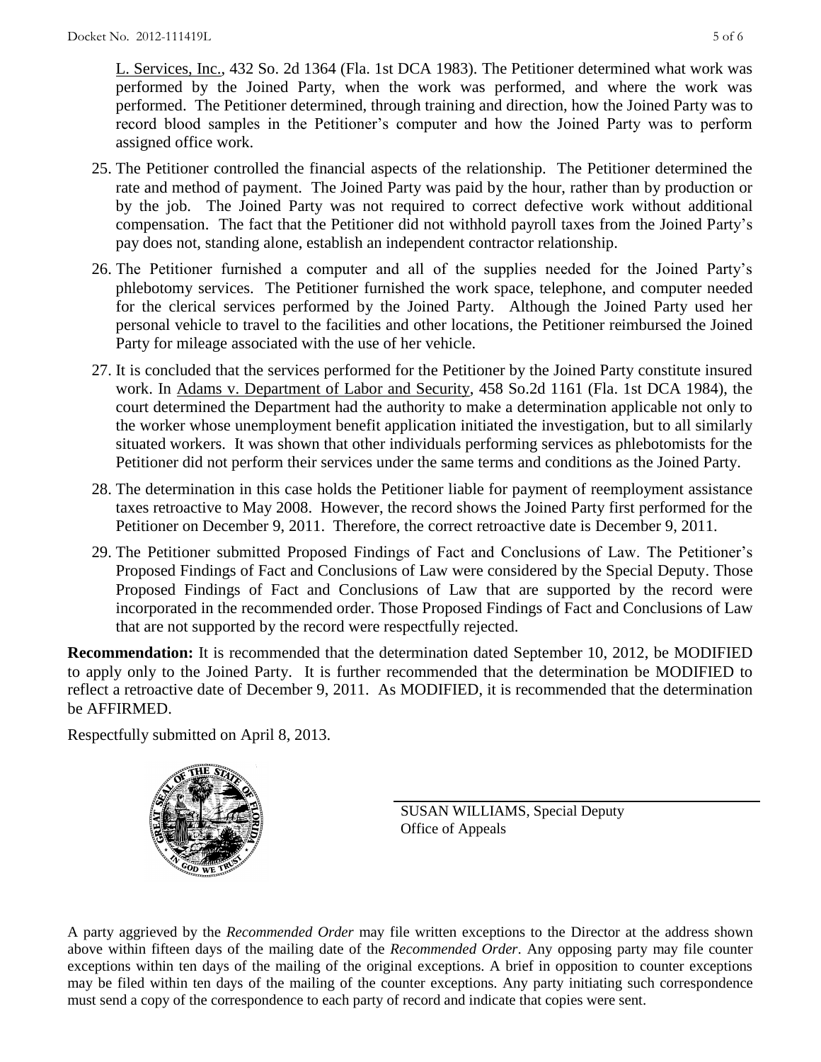L. Services, Inc., 432 So. 2d 1364 (Fla. 1st DCA 1983). The Petitioner determined what work was performed by the Joined Party, when the work was performed, and where the work was performed. The Petitioner determined, through training and direction, how the Joined Party was to record blood samples in the Petitioner's computer and how the Joined Party was to perform assigned office work.

25. The Petitioner controlled the financial aspects of the relationship. The Petitioner determined the rate and method of payment. The Joined Party was paid by the hour, rather than by production or by the job. The Joined Party was not required to correct defective work without additional compensation. The fact that the Petitioner did not withhold payroll taxes from the Joined Party's pay does not, standing alone, establish an independent contractor relationship.

26. The Petitioner furnished a computer and all of the supplies needed for the Joined Party's phlebotomy services. The Petitioner furnished the work space, telephone, and computer needed for the clerical services performed by the Joined Party. Although the Joined Party used her personal vehicle to travel to the facilities and other locations, the Petitioner reimbursed the Joined Party for mileage associated with the use of her vehicle.

27. It is concluded that the services performed for the Petitioner by the Joined Party constitute insured work. In Adams v. Department of Labor and Security, 458 So.2d 1161 (Fla. 1st DCA 1984), the court determined the Department had the authority to make a determination applicable not only to the worker whose unemployment benefit application initiated the investigation, but to all similarly situated workers. It was shown that other individuals performing services as phlebotomists for the Petitioner did not perform their services under the same terms and conditions as the Joined Party.

28. The determination in this case holds the Petitioner liable for payment of reemployment assistance taxes retroactive to May 2008. However, the record shows the Joined Party first performed for the Petitioner on December 9, 2011. Therefore, the correct retroactive date is December 9, 2011.

29. The Petitioner submitted Proposed Findings of Fact and Conclusions of Law. The Petitioner's Proposed Findings of Fact and Conclusions of Law were considered by the Special Deputy. Those Proposed Findings of Fact and Conclusions of Law that are supported by the record were incorporated in the recommended order. Those Proposed Findings of Fact and Conclusions of Law that are not supported by the record were respectfully rejected.

**Recommendation:** It is recommended that the determination dated September 10, 2012, be MODIFIED to apply only to the Joined Party. It is further recommended that the determination be MODIFIED to reflect a retroactive date of December 9, 2011. As MODIFIED, it is recommended that the determination be AFFIRMED.

Respectfully submitted on April 8, 2013.

SUSAN WILLIAMS, Special Deputy
Office of Appeals

A party aggrieved by the *Recommended Order* may file written exceptions to the Director at the address shown above within fifteen days of the mailing date of the *Recommended Order*. Any opposing party may file counter exceptions within ten days of the mailing of the original exceptions. A brief in opposition to counter exceptions may be filed within ten days of the mailing of the counter exceptions. Any party initiating such correspondence must send a copy of the correspondence to each party of record and indicate that copies were sent.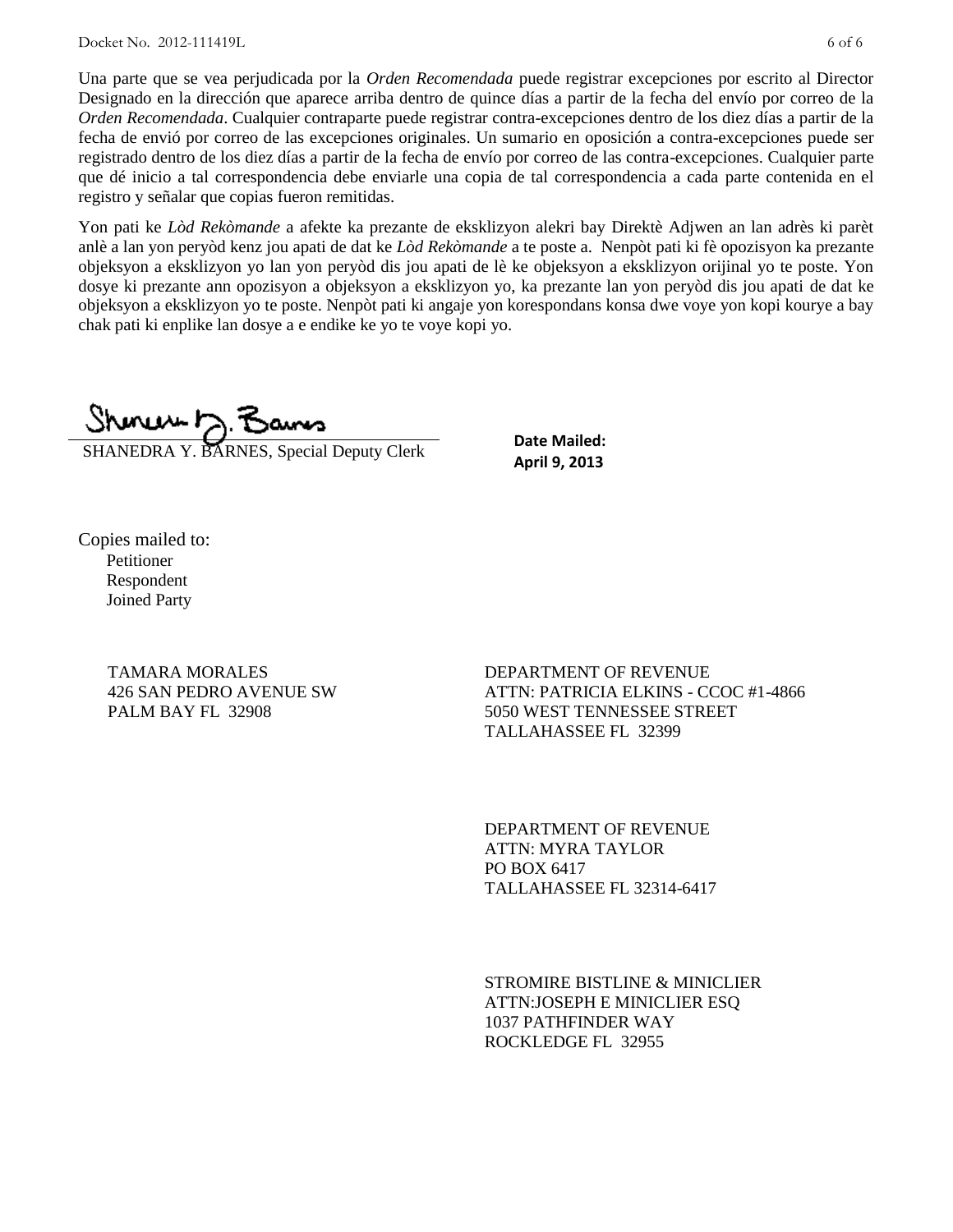Una parte que se vea perjudicada por la *Orden Recomendada* puede registrar excepciones por escrito al Director Designado en la dirección que aparece arriba dentro de quince días a partir de la fecha del envío por correo de la *Orden Recomendada*. Cualquier contraparte puede registrar contra-excepciones dentro de los diez días a partir de la fecha de envió por correo de las excepciones originales. Un sumario en oposición a contra-excepciones puede ser registrado dentro de los diez días a partir de la fecha de envío por correo de las contra-excepciones. Cualquier parte que dé inicio a tal correspondencia debe enviarle una copia de tal correspondencia a cada parte contenida en el registro y señalar que copias fueron remitidas.

Yon pati ke *Lòd Rekòmande* a afekte ka prezante de eksklizyon alekri bay Direktè Adjwen an lan adrès ki parèt anlè a lan yon peryòd kenz jou apati de dat ke *Lòd Rekòmande* a te poste a. Nenpòt pati ki fè opozisyon ka prezante objeksyon a eksklizyon yo lan yon peryòd dis jou apati de lè ke objeksyon a eksklizyon orijinal yo te poste. Yon dosye ki prezante ann opozisyon a objeksyon a eksklizyon yo, ka prezante lan yon peryòd dis jou apati de dat ke objeksyon a eksklizyon yo te poste. Nenpòt pati ki angaje yon korespondans konsa dwe voye yon kopi kourye a bay chak pati ki enplike lan dosye a e endike ke yo te voye kopi yo.

Shanedra Y. Barnes

SHANEDRA Y. BARNES, Special Deputy Clerk

**Date Mailed:**
**April 9, 2013**

Copies mailed to:
Petitioner
Respondent
Joined Party

TAMARA MORALES
426 SAN PEDRO AVENUE SW
PALM BAY FL 32908

DEPARTMENT OF REVENUE
ATTN: PATRICIA ELKINS - CCOC #1-4866
5050 WEST TENNESSEE STREET
TALLAHASSEE FL 32399

DEPARTMENT OF REVENUE
ATTN: MYRA TAYLOR
PO BOX 6417
TALLAHASSEE FL 32314-6417

STROMIRE BISTLINE & MINICLIER
ATTN:JOSEPH E MINICLIER ESQ
1037 PATHFINDER WAY
ROCKLEDGE FL 32955